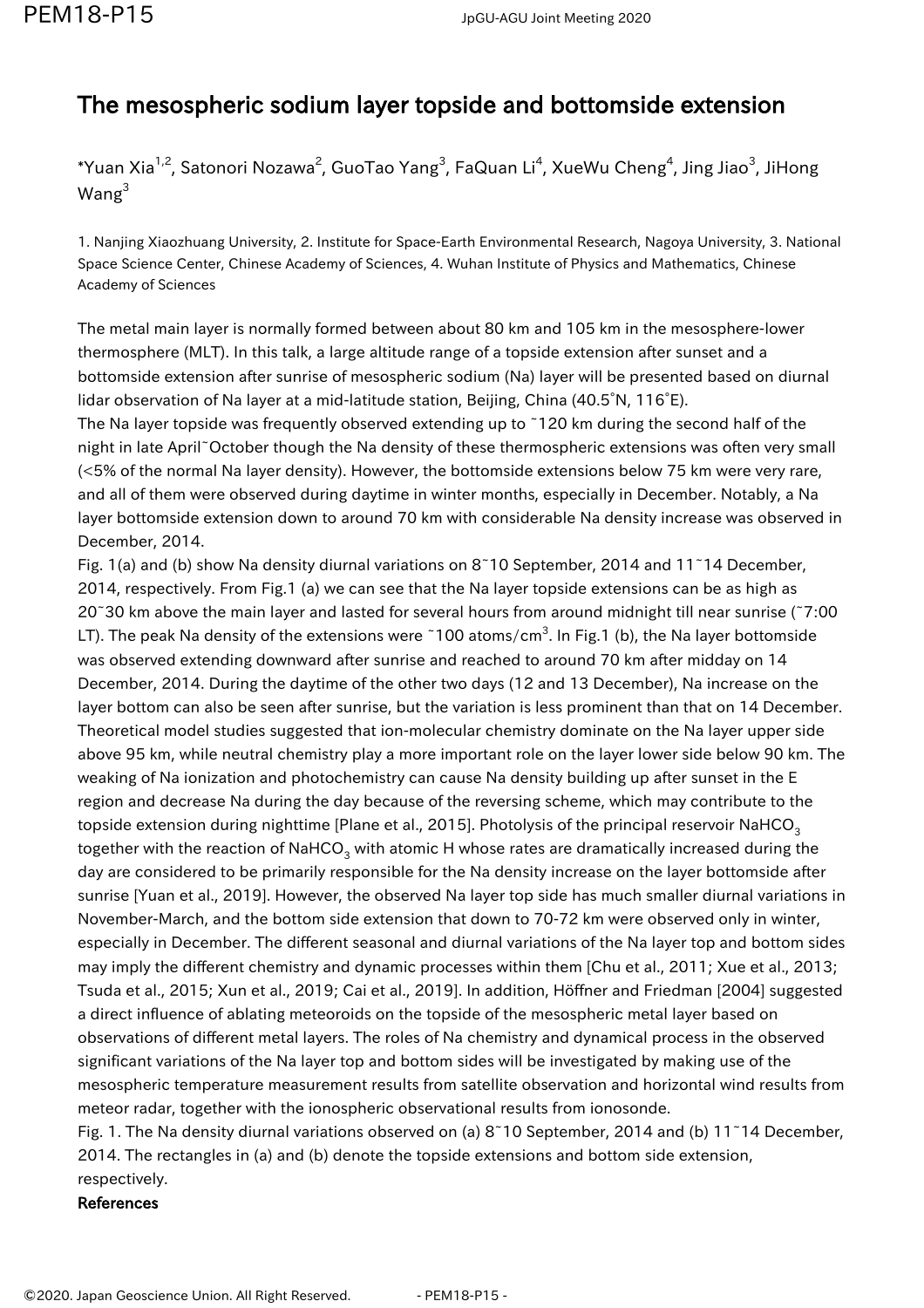# The mesospheric sodium layer topside and bottomside extension

*Yuan Xia[1,2], Satonori Nozawa[2], GuoTao Yang[3], FaQuan Li[4], XueWu Cheng[4], Jing Jiao[3], JiHong Wang[3]

1. Nanjing Xiaozhuang University, 2. Institute for Space-Earth Environmental Research, Nagoya University, 3. National Space Science Center, Chinese Academy of Sciences, 4. Wuhan Institute of Physics and Mathematics, Chinese Academy of Sciences

The metal main layer is normally formed between about 80 km and 105 km in the mesosphere-lower thermosphere (MLT). In this talk, a large altitude range of a topside extension after sunset and a bottomside extension after sunrise of mesospheric sodium (Na) layer will be presented based on diurnal lidar observation of Na layer at a mid-latitude station, Beijing, China (40.5°N, 116°E).
The Na layer topside was frequently observed extending up to ~120 km during the second half of the night in late April~October though the Na density of these thermospheric extensions was often very small (<5% of the normal Na layer density). However, the bottomside extensions below 75 km were very rare, and all of them were observed during daytime in winter months, especially in December. Notably, a Na layer bottomside extension down to around 70 km with considerable Na density increase was observed in December, 2014.
Fig. 1(a) and (b) show Na density diurnal variations on 8~10 September, 2014 and 11~14 December, 2014, respectively. From Fig.1 (a) we can see that the Na layer topside extensions can be as high as 20~30 km above the main layer and lasted for several hours from around midnight till near sunrise (~7:00 LT). The peak Na density of the extensions were ~100 atoms/cm$^3$. In Fig.1 (b), the Na layer bottomside was observed extending downward after sunrise and reached to around 70 km after midday on 14 December, 2014. During the daytime of the other two days (12 and 13 December), Na increase on the layer bottom can also be seen after sunrise, but the variation is less prominent than that on 14 December. Theoretical model studies suggested that ion-molecular chemistry dominate on the Na layer upper side above 95 km, while neutral chemistry play a more important role on the layer lower side below 90 km. The weaking of Na ionization and photochemistry can cause Na density building up after sunset in the E region and decrease Na during the day because of the reversing scheme, which may contribute to the topside extension during nighttime [Plane et al., 2015]. Photolysis of the principal reservoir $NaHCO_3$ together with the reaction of $NaHCO_3$ with atomic H whose rates are dramatically increased during the day are considered to be primarily responsible for the Na density increase on the layer bottomside after sunrise [Yuan et al., 2019]. However, the observed Na layer top side has much smaller diurnal variations in November-March, and the bottom side extension that down to 70-72 km were observed only in winter, especially in December. The different seasonal and diurnal variations of the Na layer top and bottom sides may imply the different chemistry and dynamic processes within them [Chu et al., 2011; Xue et al., 2013; Tsuda et al., 2015; Xun et al., 2019; Cai et al., 2019]. In addition, Höffner and Friedman [2004] suggested a direct influence of ablating meteoroids on the topside of the mesospheric metal layer based on observations of different metal layers. The roles of Na chemistry and dynamical process in the observed significant variations of the Na layer top and bottom sides will be investigated by making use of the mesospheric temperature measurement results from satellite observation and horizontal wind results from meteor radar, together with the ionospheric observational results from ionosonde.
Fig. 1. The Na density diurnal variations observed on (a) 8~10 September, 2014 and (b) 11~14 December, 2014. The rectangles in (a) and (b) denote the topside extensions and bottom side extension, respectively.

**References**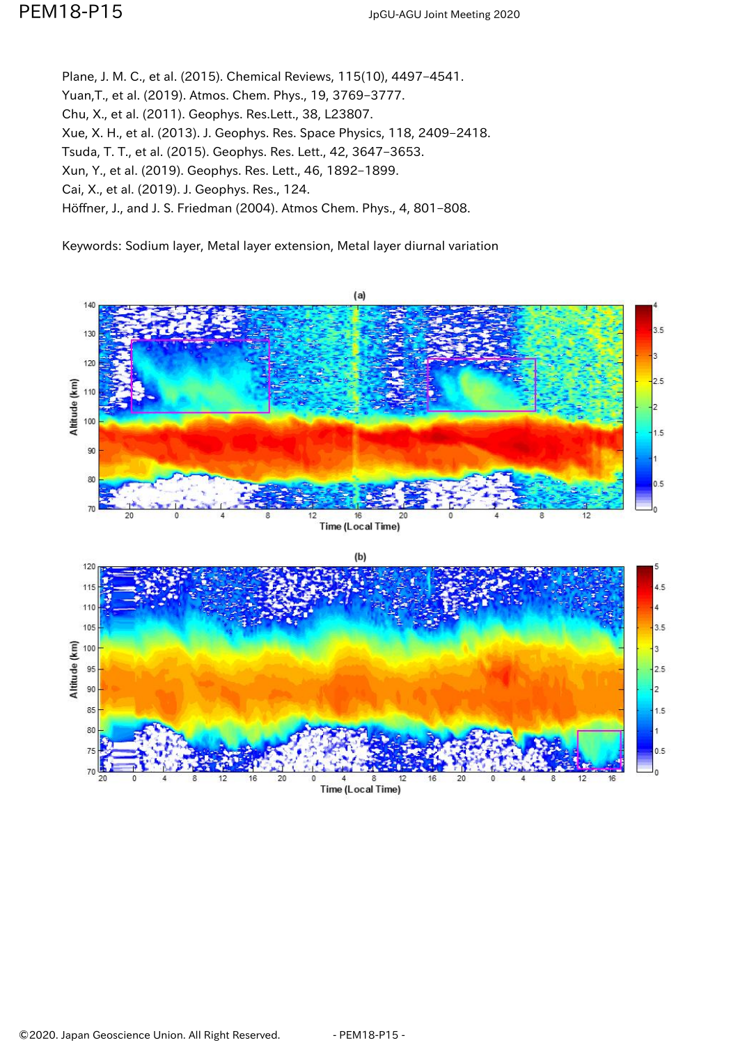Plane, J. M. C., et al. (2015). Chemical Reviews, 115(10), 4497–4541.
Yuan,T., et al. (2019). Atmos. Chem. Phys., 19, 3769–3777.
Chu, X., et al. (2011). Geophys. Res.Lett., 38, L23807.
Xue, X. H., et al. (2013). J. Geophys. Res. Space Physics, 118, 2409–2418.
Tsuda, T. T., et al. (2015). Geophys. Res. Lett., 42, 3647–3653.
Xun, Y., et al. (2019). Geophys. Res. Lett., 46, 1892–1899.
Cai, X., et al. (2019). J. Geophys. Res., 124.
Höffner, J., and J. S. Friedman (2004). Atmos Chem. Phys., 4, 801–808.

Keywords: Sodium layer, Metal layer extension, Metal layer diurnal variation

(a)

Altitude (km)

140
130
120
110
100
90
80
70

20 0 4 8 12 16 20 0 4 8 12

Time (Local Time)

0 0.5 1 1.5 2 2.5 3 3.5 4

(b)

Altitude (km)

120
115
110
105
100
95
90
85
80
75
70

20 0 4 8 12 16 20 0 4 8 12 16 20 0 4 8 12 16

Time (Local Time)

0 0.5 1 1.5 2 2.5 3 3.5 4 4.5 5